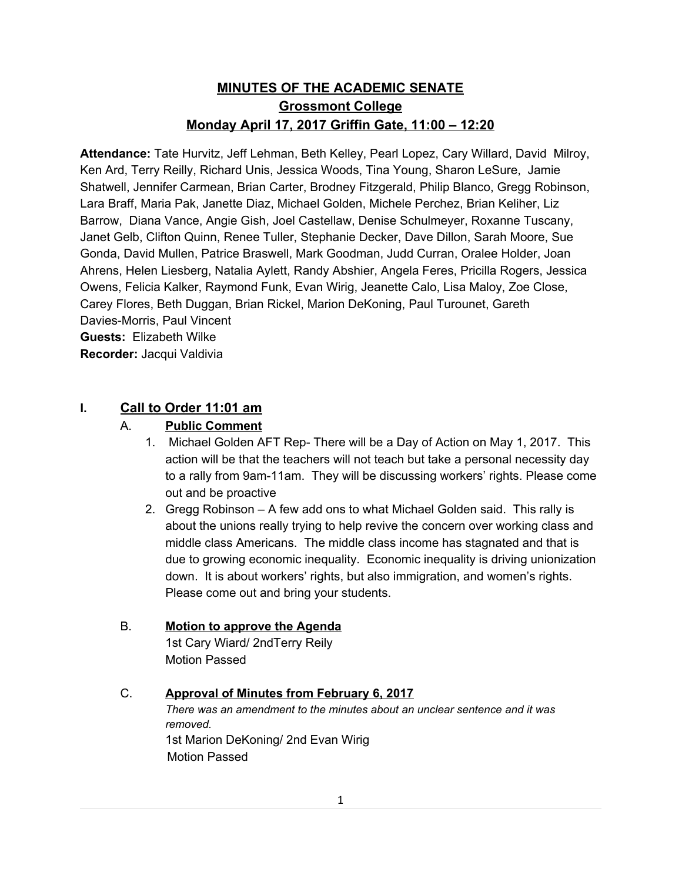# MINUTES OF THE ACADEMIC SENATE
## Grossmont College
## Monday April 17, 2017 Griffin Gate, 11:00 – 12:20

**Attendance:** Tate Hurvitz, Jeff Lehman, Beth Kelley, Pearl Lopez, Cary Willard, David Milroy, Ken Ard, Terry Reilly, Richard Unis, Jessica Woods, Tina Young, Sharon LeSure, Jamie Shatwell, Jennifer Carmean, Brian Carter, Brodney Fitzgerald, Philip Blanco, Gregg Robinson, Lara Braff, Maria Pak, Janette Diaz, Michael Golden, Michele Perchez, Brian Keliher, Liz Barrow, Diana Vance, Angie Gish, Joel Castellaw, Denise Schulmeyer, Roxanne Tuscany, Janet Gelb, Clifton Quinn, Renee Tuller, Stephanie Decker, Dave Dillon, Sarah Moore, Sue Gonda, David Mullen, Patrice Braswell, Mark Goodman, Judd Curran, Oralee Holder, Joan Ahrens, Helen Liesberg, Natalia Aylett, Randy Abshier, Angela Feres, Pricilla Rogers, Jessica Owens, Felicia Kalker, Raymond Funk, Evan Wirig, Jeanette Calo, Lisa Maloy, Zoe Close, Carey Flores, Beth Duggan, Brian Rickel, Marion DeKoning, Paul Turounet, Gareth Davies-Morris, Paul Vincent

**Guests:** Elizabeth Wilke

**Recorder:** Jacqui Valdivia

## I. Call to Order 11:01 am

### A. Public Comment

1. Michael Golden AFT Rep- There will be a Day of Action on May 1, 2017. This action will be that the teachers will not teach but take a personal necessity day to a rally from 9am-11am. They will be discussing workers' rights. Please come out and be proactive
2. Gregg Robinson – A few add ons to what Michael Golden said. This rally is about the unions really trying to help revive the concern over working class and middle class Americans. The middle class income has stagnated and that is due to growing economic inequality. Economic inequality is driving unionization down. It is about workers' rights, but also immigration, and women's rights. Please come out and bring your students.

### B. Motion to approve the Agenda

1st Cary Wiard/ 2ndTerry Reily
Motion Passed

### C. Approval of Minutes from February 6, 2017

*There was an amendment to the minutes about an unclear sentence and it was removed.*
1st Marion DeKoning/ 2nd Evan Wirig
Motion Passed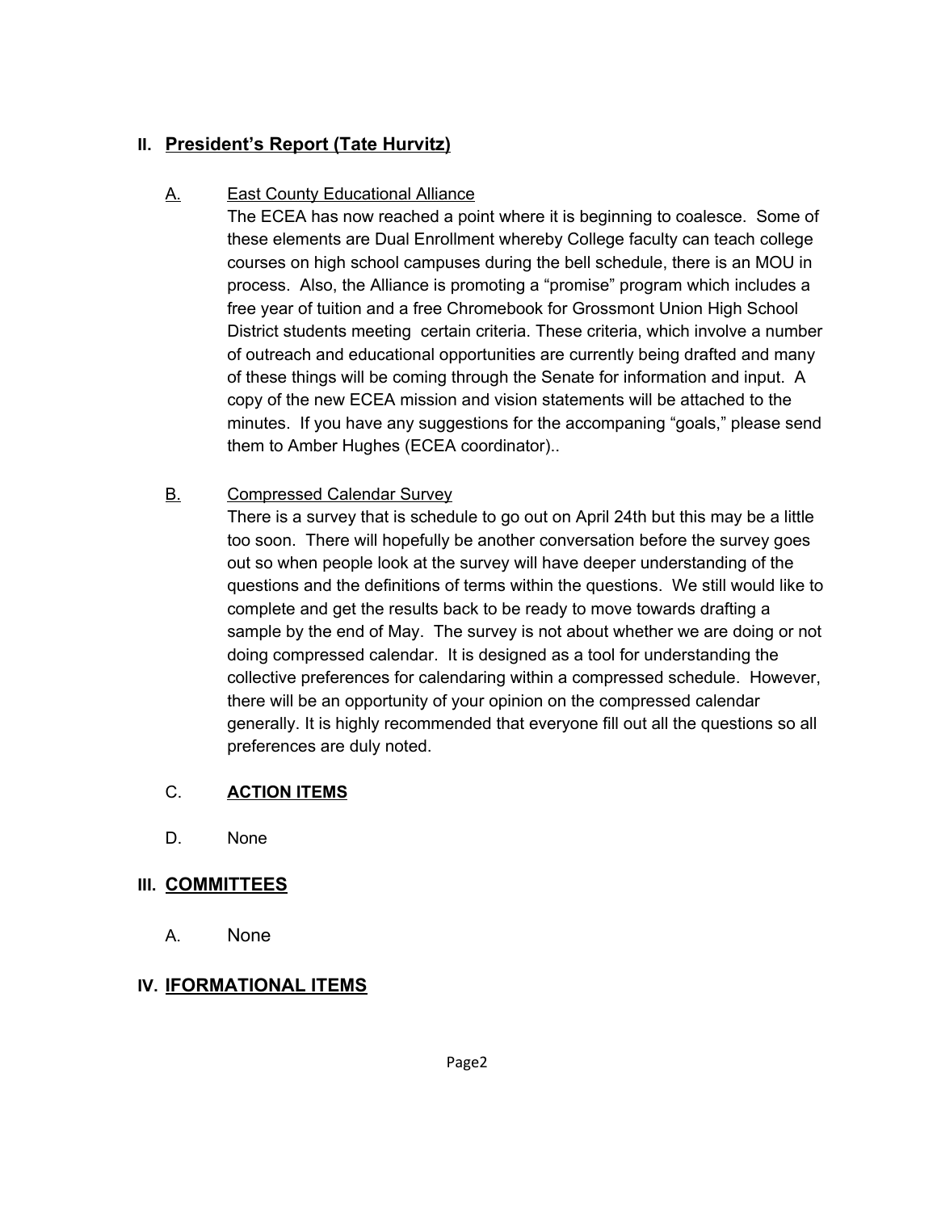## II. President's Report (Tate Hurvitz)

A. East County Educational Alliance

The ECEA has now reached a point where it is beginning to coalesce. Some of these elements are Dual Enrollment whereby College faculty can teach college courses on high school campuses during the bell schedule, there is an MOU in process. Also, the Alliance is promoting a "promise" program which includes a free year of tuition and a free Chromebook for Grossmont Union High School District students meeting certain criteria. These criteria, which involve a number of outreach and educational opportunities are currently being drafted and many of these things will be coming through the Senate for information and input. A copy of the new ECEA mission and vision statements will be attached to the minutes. If you have any suggestions for the accompaning "goals," please send them to Amber Hughes (ECEA coordinator)..

B. Compressed Calendar Survey

There is a survey that is schedule to go out on April 24th but this may be a little too soon. There will hopefully be another conversation before the survey goes out so when people look at the survey will have deeper understanding of the questions and the definitions of terms within the questions. We still would like to complete and get the results back to be ready to move towards drafting a sample by the end of May. The survey is not about whether we are doing or not doing compressed calendar. It is designed as a tool for understanding the collective preferences for calendaring within a compressed schedule. However, there will be an opportunity of your opinion on the compressed calendar generally. It is highly recommended that everyone fill out all the questions so all preferences are duly noted.

C. **ACTION ITEMS**

D. None

## III. COMMITTEES

A. None

## IV. IFORMATIONAL ITEMS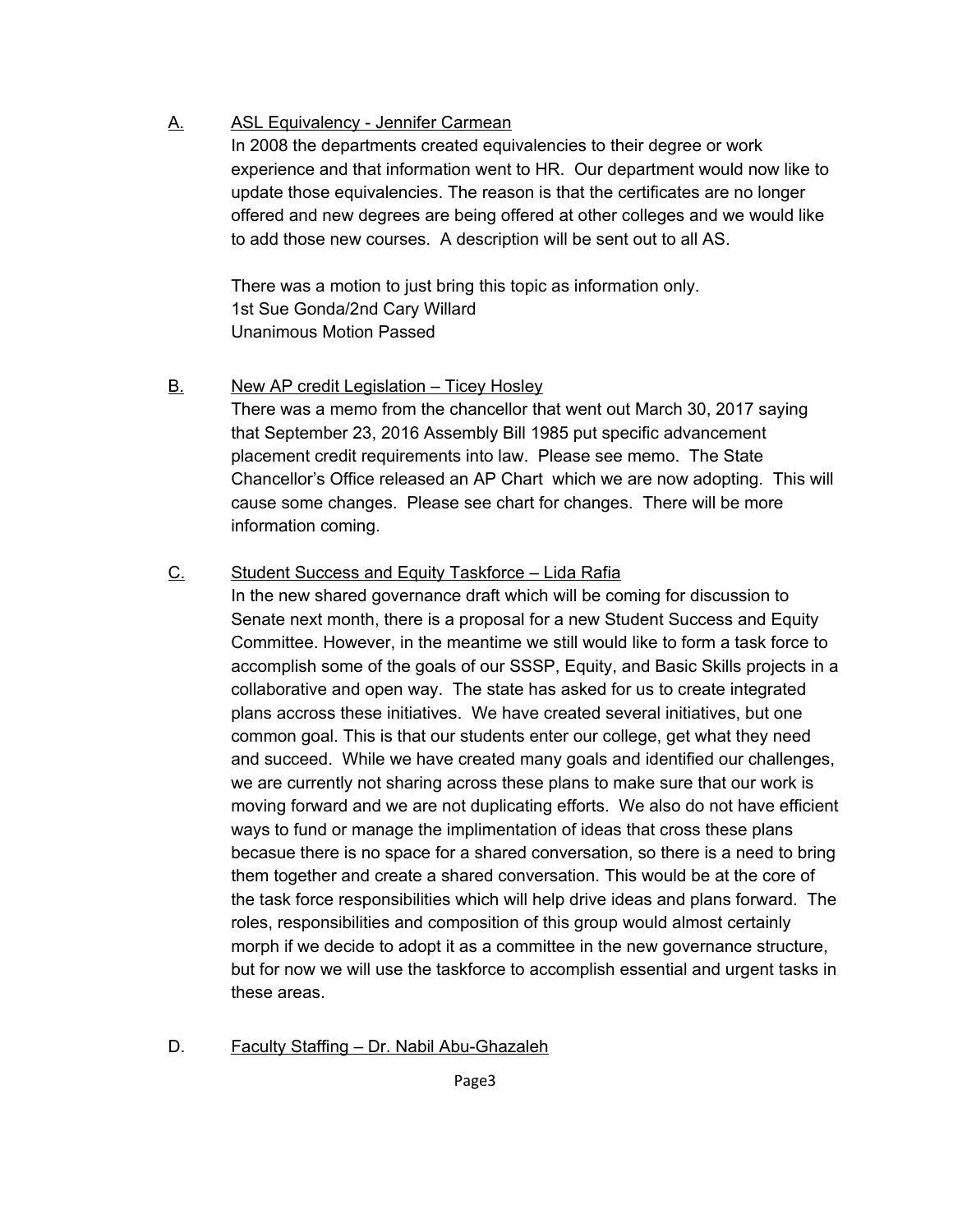A. <u>ASL Equivalency - Jennifer Carmean</u>

In 2008 the departments created equivalencies to their degree or work experience and that information went to HR. Our department would now like to update those equivalencies. The reason is that the certificates are no longer offered and new degrees are being offered at other colleges and we would like to add those new courses. A description will be sent out to all AS.

There was a motion to just bring this topic as information only.
1st Sue Gonda/2nd Cary Willard
Unanimous Motion Passed

B. <u>New AP credit Legislation – Ticey Hosley</u>

There was a memo from the chancellor that went out March 30, 2017 saying that September 23, 2016 Assembly Bill 1985 put specific advancement placement credit requirements into law. Please see memo. The State Chancellor's Office released an AP Chart which we are now adopting. This will cause some changes. Please see chart for changes. There will be more information coming.

C. <u>Student Success and Equity Taskforce – Lida Rafia</u>

In the new shared governance draft which will be coming for discussion to Senate next month, there is a proposal for a new Student Success and Equity Committee. However, in the meantime we still would like to form a task force to accomplish some of the goals of our SSSP, Equity, and Basic Skills projects in a collaborative and open way. The state has asked for us to create integrated plans accross these initiatives. We have created several initiatives, but one common goal. This is that our students enter our college, get what they need and succeed. While we have created many goals and identified our challenges, we are currently not sharing across these plans to make sure that our work is moving forward and we are not duplicating efforts. We also do not have efficient ways to fund or manage the implimentation of ideas that cross these plans becasue there is no space for a shared conversation, so there is a need to bring them together and create a shared conversation. This would be at the core of the task force responsibilities which will help drive ideas and plans forward. The roles, responsibilities and composition of this group would almost certainly morph if we decide to adopt it as a committee in the new governance structure, but for now we will use the taskforce to accomplish essential and urgent tasks in these areas.

D. <u>Faculty Staffing – Dr. Nabil Abu-Ghazaleh</u>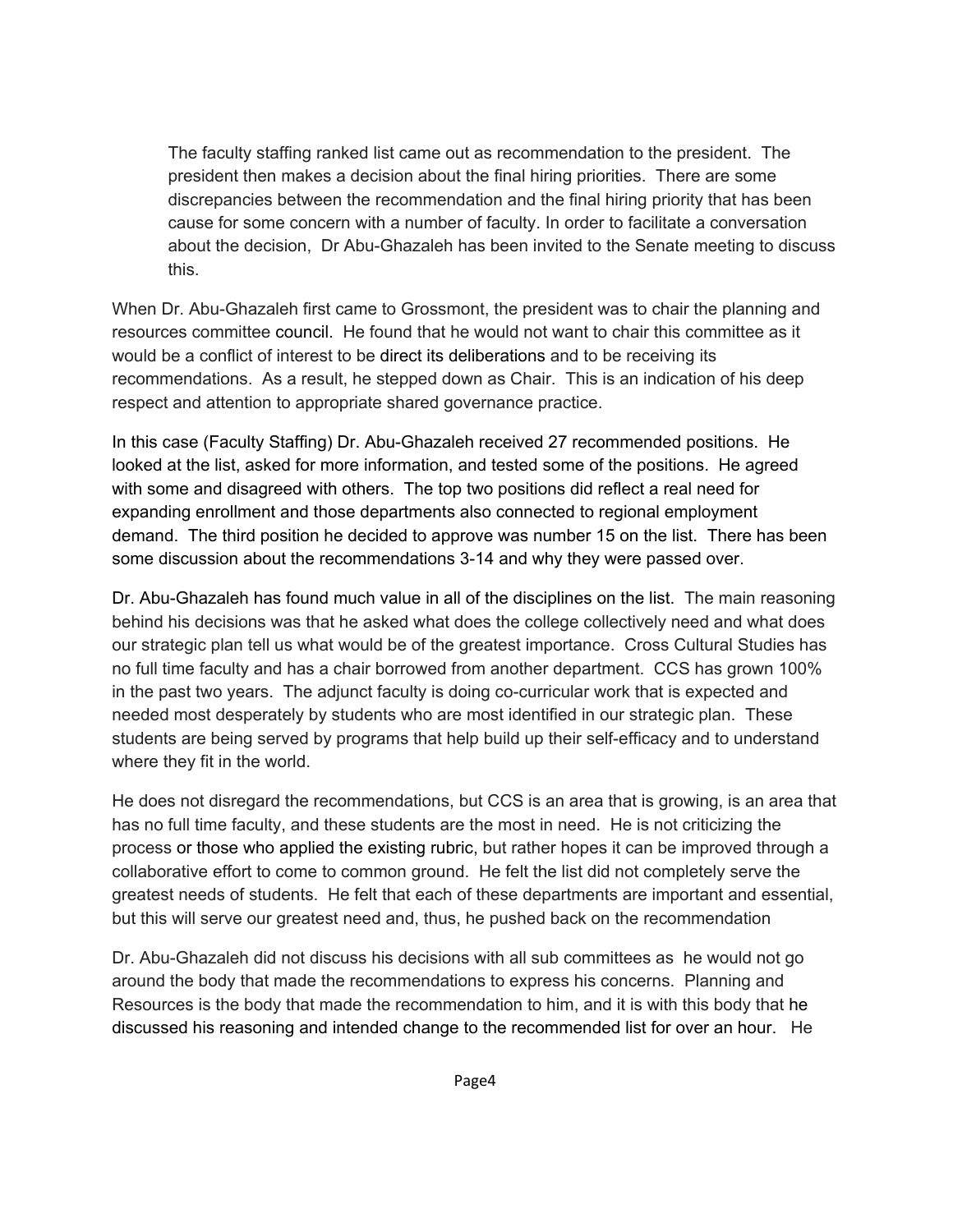> The faculty staffing ranked list came out as recommendation to the president. The president then makes a decision about the final hiring priorities. There are some discrepancies between the recommendation and the final hiring priority that has been cause for some concern with a number of faculty. In order to facilitate a conversation about the decision, Dr Abu-Ghazaleh has been invited to the Senate meeting to discuss this.

When Dr. Abu-Ghazaleh first came to Grossmont, the president was to chair the planning and resources committee council. He found that he would not want to chair this committee as it would be a conflict of interest to be direct its deliberations and to be receiving its recommendations. As a result, he stepped down as Chair. This is an indication of his deep respect and attention to appropriate shared governance practice.

In this case (Faculty Staffing) Dr. Abu-Ghazaleh received 27 recommended positions. He looked at the list, asked for more information, and tested some of the positions. He agreed with some and disagreed with others. The top two positions did reflect a real need for expanding enrollment and those departments also connected to regional employment demand. The third position he decided to approve was number 15 on the list. There has been some discussion about the recommendations 3-14 and why they were passed over.

Dr. Abu-Ghazaleh has found much value in all of the disciplines on the list. The main reasoning behind his decisions was that he asked what does the college collectively need and what does our strategic plan tell us what would be of the greatest importance. Cross Cultural Studies has no full time faculty and has a chair borrowed from another department. CCS has grown 100% in the past two years. The adjunct faculty is doing co-curricular work that is expected and needed most desperately by students who are most identified in our strategic plan. These students are being served by programs that help build up their self-efficacy and to understand where they fit in the world.

He does not disregard the recommendations, but CCS is an area that is growing, is an area that has no full time faculty, and these students are the most in need. He is not criticizing the process or those who applied the existing rubric, but rather hopes it can be improved through a collaborative effort to come to common ground. He felt the list did not completely serve the greatest needs of students. He felt that each of these departments are important and essential, but this will serve our greatest need and, thus, he pushed back on the recommendation

Dr. Abu-Ghazaleh did not discuss his decisions with all sub committees as he would not go around the body that made the recommendations to express his concerns. Planning and Resources is the body that made the recommendation to him, and it is with this body that he discussed his reasoning and intended change to the recommended list for over an hour. He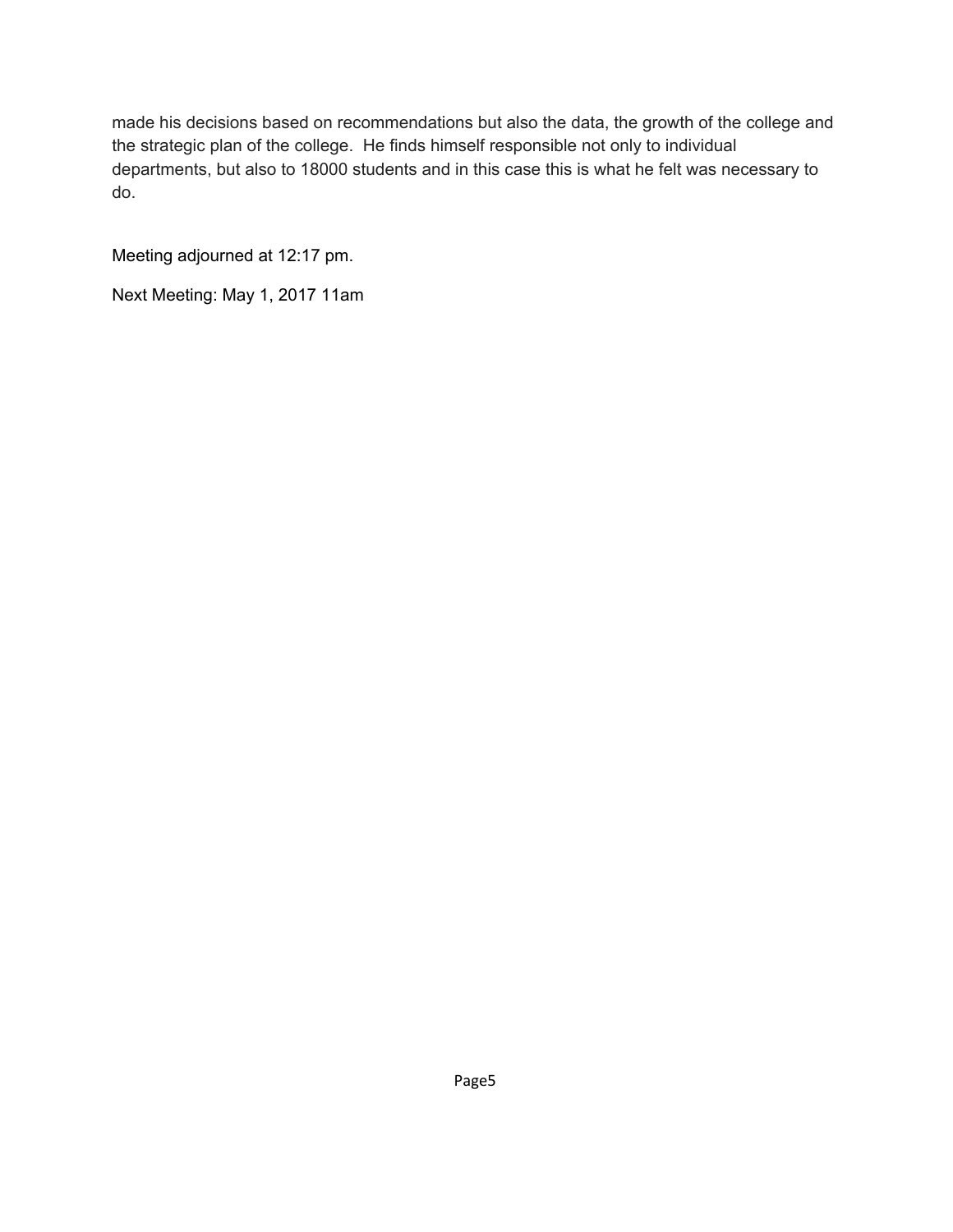made his decisions based on recommendations but also the data, the growth of the college and the strategic plan of the college. He finds himself responsible not only to individual departments, but also to 18000 students and in this case this is what he felt was necessary to do.

Meeting adjourned at 12:17 pm.

Next Meeting: May 1, 2017 11am